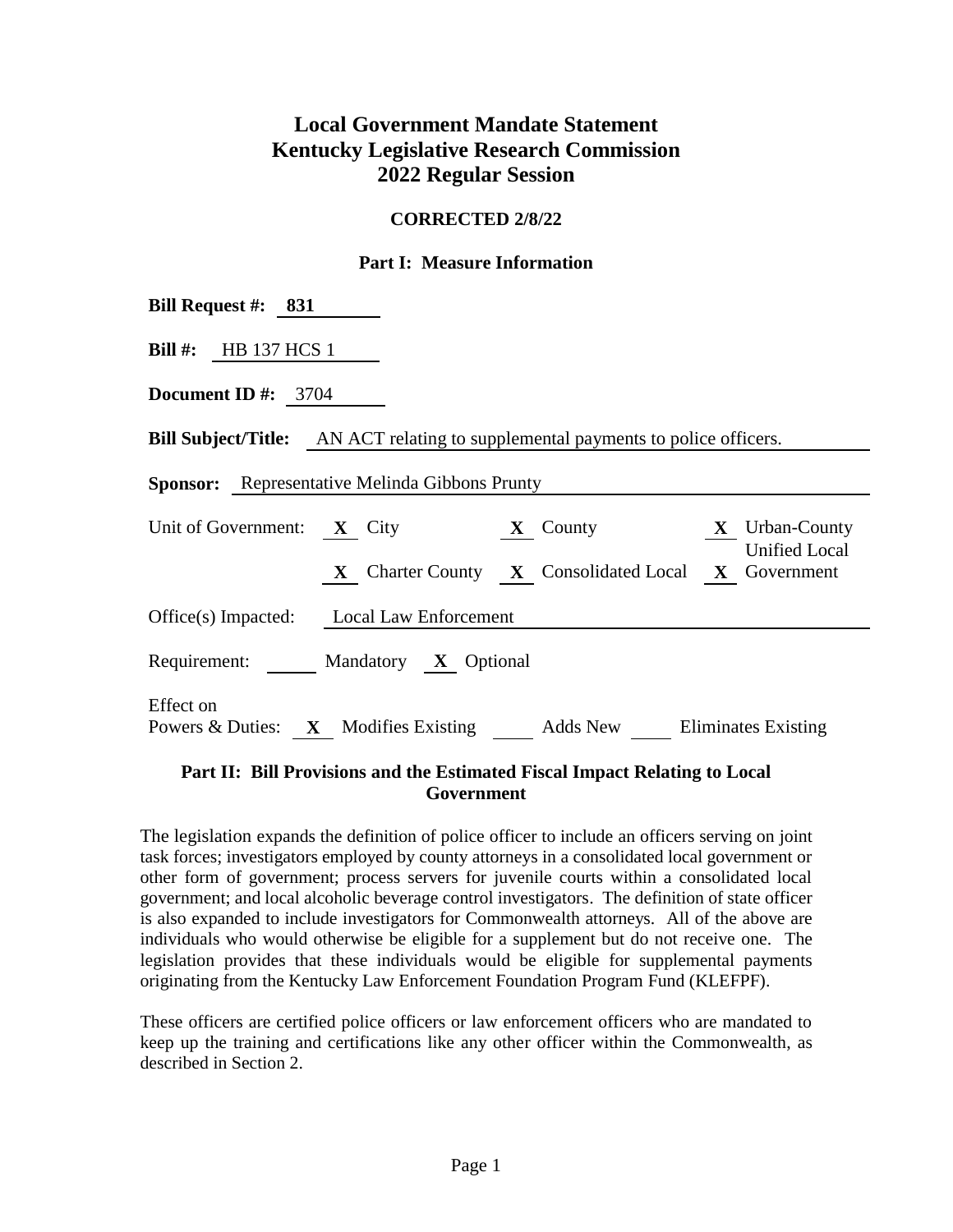# Local Government Mandate Statement
# Kentucky Legislative Research Commission
# 2022 Regular Session

**CORRECTED 2/8/22**

**Part I: Measure Information**

**Bill Request #:** 831

**Bill #:** HB 137 HCS 1

**Document ID #:** 3704

**Bill Subject/Title:** AN ACT relating to supplemental payments to police officers.

**Sponsor:** Representative Melinda Gibbons Prunty

Unit of Government: **X** City **X** County **X** Urban-County Unified Local Government **X** Charter County **X** Consolidated Local **X** Government

Office(s) Impacted: Local Law Enforcement

Requirement: ___ Mandatory **X** Optional

Effect on Powers & Duties: **X** Modifies Existing ___ Adds New ___ Eliminates Existing

**Part II: Bill Provisions and the Estimated Fiscal Impact Relating to Local Government**

The legislation expands the definition of police officer to include an officers serving on joint task forces; investigators employed by county attorneys in a consolidated local government or other form of government; process servers for juvenile courts within a consolidated local government; and local alcoholic beverage control investigators. The definition of state officer is also expanded to include investigators for Commonwealth attorneys. All of the above are individuals who would otherwise be eligible for a supplement but do not receive one. The legislation provides that these individuals would be eligible for supplemental payments originating from the Kentucky Law Enforcement Foundation Program Fund (KLEFPF).

These officers are certified police officers or law enforcement officers who are mandated to keep up the training and certifications like any other officer within the Commonwealth, as described in Section 2.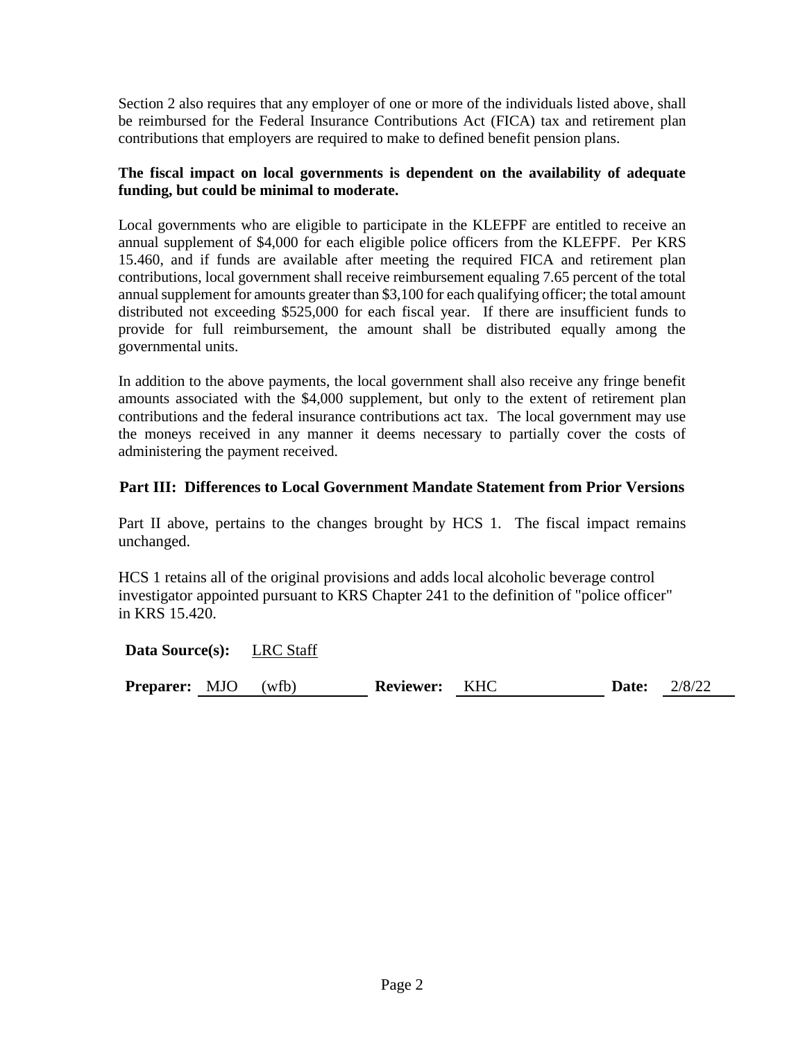Section 2 also requires that any employer of one or more of the individuals listed above, shall be reimbursed for the Federal Insurance Contributions Act (FICA) tax and retirement plan contributions that employers are required to make to defined benefit pension plans.

**The fiscal impact on local governments is dependent on the availability of adequate funding, but could be minimal to moderate.**

Local governments who are eligible to participate in the KLEFPF are entitled to receive an annual supplement of $4,000 for each eligible police officers from the KLEFPF. Per KRS 15.460, and if funds are available after meeting the required FICA and retirement plan contributions, local government shall receive reimbursement equaling 7.65 percent of the total annual supplement for amounts greater than $3,100 for each qualifying officer; the total amount distributed not exceeding $525,000 for each fiscal year. If there are insufficient funds to provide for full reimbursement, the amount shall be distributed equally among the governmental units.

In addition to the above payments, the local government shall also receive any fringe benefit amounts associated with the $4,000 supplement, but only to the extent of retirement plan contributions and the federal insurance contributions act tax. The local government may use the moneys received in any manner it deems necessary to partially cover the costs of administering the payment received.

## Part III: Differences to Local Government Mandate Statement from Prior Versions

Part II above, pertains to the changes brought by HCS 1. The fiscal impact remains unchanged.

HCS 1 retains all of the original provisions and adds local alcoholic beverage control investigator appointed pursuant to KRS Chapter 241 to the definition of "police officer" in KRS 15.420.

**Data Source(s):** LRC Staff

**Preparer:** MJO (wfb) **Reviewer:** KHC **Date:** 2/8/22